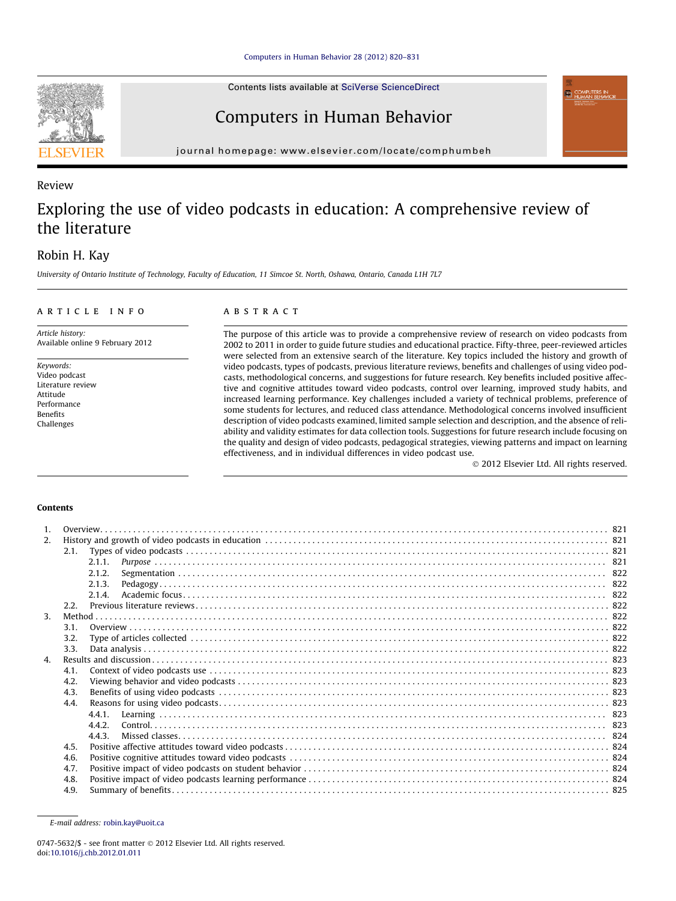Review

# Exploring the use of video podcasts in education: A comprehensive review of the literature

Robin H. Kay

*University of Ontario Institute of Technology, Faculty of Education, 11 Simcoe St. North, Oshawa, Ontario, Canada L1H 7L7*

## ARTICLE INFO

*Article history:*
Available online 9 February 2012

*Keywords:*
Video podcast
Literature review
Attitude
Performance
Benefits
Challenges

## ABSTRACT

The purpose of this article was to provide a comprehensive review of research on video podcasts from 2002 to 2011 in order to guide future studies and educational practice. Fifty-three, peer-reviewed articles were selected from an extensive search of the literature. Key topics included the history and growth of video podcasts, types of podcasts, previous literature reviews, benefits and challenges of using video podcasts, methodological concerns, and suggestions for future research. Key benefits included positive affective and cognitive attitudes toward video podcasts, control over learning, improved study habits, and increased learning performance. Key challenges included a variety of technical problems, preference of some students for lectures, and reduced class attendance. Methodological concerns involved insufficient description of video podcasts examined, limited sample selection and description, and the absence of reliability and validity estimates for data collection tools. Suggestions for future research include focusing on the quality and design of video podcasts, pedagogical strategies, viewing patterns and impact on learning effectiveness, and in individual differences in video podcast use.

© 2012 Elsevier Ltd. All rights reserved.

## Contents

1. Overview . . . 821
2. History and growth of video podcasts in education . . . 821
   - 2.1. Types of video podcasts . . . 821
     - 2.1.1. *Purpose* . . . 821
     - 2.1.2. Segmentation . . . 822
     - 2.1.3. Pedagogy . . . 822
     - 2.1.4. Academic focus . . . 822
   - 2.2. Previous literature reviews . . . 822
3. Method . . . 822
   - 3.1. Overview . . . 822
   - 3.2. Type of articles collected . . . 822
   - 3.3. Data analysis . . . 822
4. Results and discussion . . . 823
   - 4.1. Context of video podcasts use . . . 823
   - 4.2. Viewing behavior and video podcasts . . . 823
   - 4.3. Benefits of using video podcasts . . . 823
   - 4.4. Reasons for using video podcasts . . . 823
     - 4.4.1. Learning . . . 823
     - 4.4.2. Control . . . 823
     - 4.4.3. Missed classes . . . 824
   - 4.5. Positive affective attitudes toward video podcasts . . . 824
   - 4.6. Positive cognitive attitudes toward video podcasts . . . 824
   - 4.7. Positive impact of video podcasts on student behavior . . . 824
   - 4.8. Positive impact of video podcasts learning performance . . . 824
   - 4.9. Summary of benefits . . . 825

E-mail address: robin.kay@uoit.ca

0747-5632/$ - see front matter © 2012 Elsevier Ltd. All rights reserved.
doi:10.1016/j.chb.2012.01.011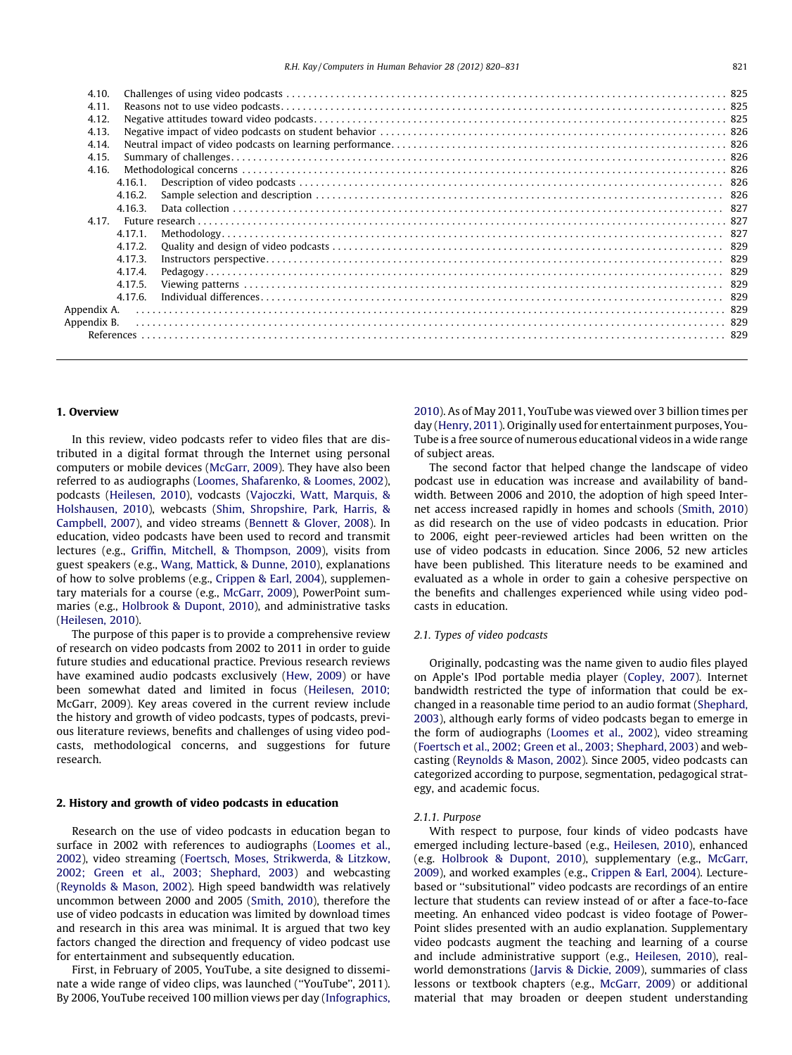| | | |
|---|---|---|
| 4.10. | Challenges of using video podcasts | 825 |
| 4.11. | Reasons not to use video podcasts | 825 |
| 4.12. | Negative attitudes toward video podcasts | 825 |
| 4.13. | Negative impact of video podcasts on student behavior | 826 |
| 4.14. | Neutral impact of video podcasts on learning performance | 826 |
| 4.15. | Summary of challenges | 826 |
| 4.16. | Methodological concerns | 826 |
| 4.16.1. | Description of video podcasts | 826 |
| 4.16.2. | Sample selection and description | 826 |
| 4.16.3. | Data collection | 827 |
| 4.17. | Future research | 827 |
| 4.17.1. | Methodology | 827 |
| 4.17.2. | Quality and design of video podcasts | 829 |
| 4.17.3. | Instructors perspective | 829 |
| 4.17.4. | Pedagogy | 829 |
| 4.17.5. | Viewing patterns | 829 |
| 4.17.6. | Individual differences | 829 |
| Appendix A. | | 829 |
| Appendix B. | | 829 |
| References | | 829 |

## 1. Overview

In this review, video podcasts refer to video files that are distributed in a digital format through the Internet using personal computers or mobile devices (McGarr, 2009). They have also been referred to as audiographs (Loomes, Shafarenko, & Loomes, 2002), podcasts (Heilesen, 2010), vodcasts (Vajoczki, Watt, Marquis, & Holshausen, 2010), webcasts (Shim, Shropshire, Park, Harris, & Campbell, 2007), and video streams (Bennett & Glover, 2008). In education, video podcasts have been used to record and transmit lectures (e.g., Griffin, Mitchell, & Thompson, 2009), visits from guest speakers (e.g., Wang, Mattick, & Dunne, 2010), explanations of how to solve problems (e.g., Crippen & Earl, 2004), supplementary materials for a course (e.g., McGarr, 2009), PowerPoint summaries (e.g., Holbrook & Dupont, 2010), and administrative tasks (Heilesen, 2010).

The purpose of this paper is to provide a comprehensive review of research on video podcasts from 2002 to 2011 in order to guide future studies and educational practice. Previous research reviews have examined audio podcasts exclusively (Hew, 2009) or have been somewhat dated and limited in focus (Heilesen, 2010; McGarr, 2009). Key areas covered in the current review include the history and growth of video podcasts, types of podcasts, previous literature reviews, benefits and challenges of using video podcasts, methodological concerns, and suggestions for future research.

## 2. History and growth of video podcasts in education

Research on the use of video podcasts in education began to surface in 2002 with references to audiographs (Loomes et al., 2002), video streaming (Foertsch, Moses, Strikwerda, & Litzkow, 2002; Green et al., 2003; Shephard, 2003) and webcasting (Reynolds & Mason, 2002). High speed bandwidth was relatively uncommon between 2000 and 2005 (Smith, 2010), therefore the use of video podcasts in education was limited by download times and research in this area was minimal. It is argued that two key factors changed the direction and frequency of video podcast use for entertainment and subsequently education.

First, in February of 2005, YouTube, a site designed to disseminate a wide range of video clips, was launched ("YouTube", 2011). By 2006, YouTube received 100 million views per day (Infographics, 2010). As of May 2011, YouTube was viewed over 3 billion times per day (Henry, 2011). Originally used for entertainment purposes, YouTube is a free source of numerous educational videos in a wide range of subject areas.

The second factor that helped change the landscape of video podcast use in education was increase and availability of bandwidth. Between 2006 and 2010, the adoption of high speed Internet access increased rapidly in homes and schools (Smith, 2010) as did research on the use of video podcasts in education. Prior to 2006, eight peer-reviewed articles had been written on the use of video podcasts in education. Since 2006, 52 new articles have been published. This literature needs to be examined and evaluated as a whole in order to gain a cohesive perspective on the benefits and challenges experienced while using video podcasts in education.

### 2.1. Types of video podcasts

Originally, podcasting was the name given to audio files played on Apple's IPod portable media player (Copley, 2007). Internet bandwidth restricted the type of information that could be exchanged in a reasonable time period to an audio format (Shephard, 2003), although early forms of video podcasts began to emerge in the form of audiographs (Loomes et al., 2002), video streaming (Foertsch et al., 2002; Green et al., 2003; Shephard, 2003) and webcasting (Reynolds & Mason, 2002). Since 2005, video podcasts can categorized according to purpose, segmentation, pedagogical strategy, and academic focus.

#### 2.1.1. Purpose

With respect to purpose, four kinds of video podcasts have emerged including lecture-based (e.g., Heilesen, 2010), enhanced (e.g. Holbrook & Dupont, 2010), supplementary (e.g., McGarr, 2009), and worked examples (e.g., Crippen & Earl, 2004). Lecture-based or "subsitutional" video podcasts are recordings of an entire lecture that students can review instead of or after a face-to-face meeting. An enhanced video podcast is video footage of PowerPoint slides presented with an audio explanation. Supplementary video podcasts augment the teaching and learning of a course and include administrative support (e.g., Heilesen, 2010), real-world demonstrations (Jarvis & Dickie, 2009), summaries of class lessons or textbook chapters (e.g., McGarr, 2009) or additional material that may broaden or deepen student understanding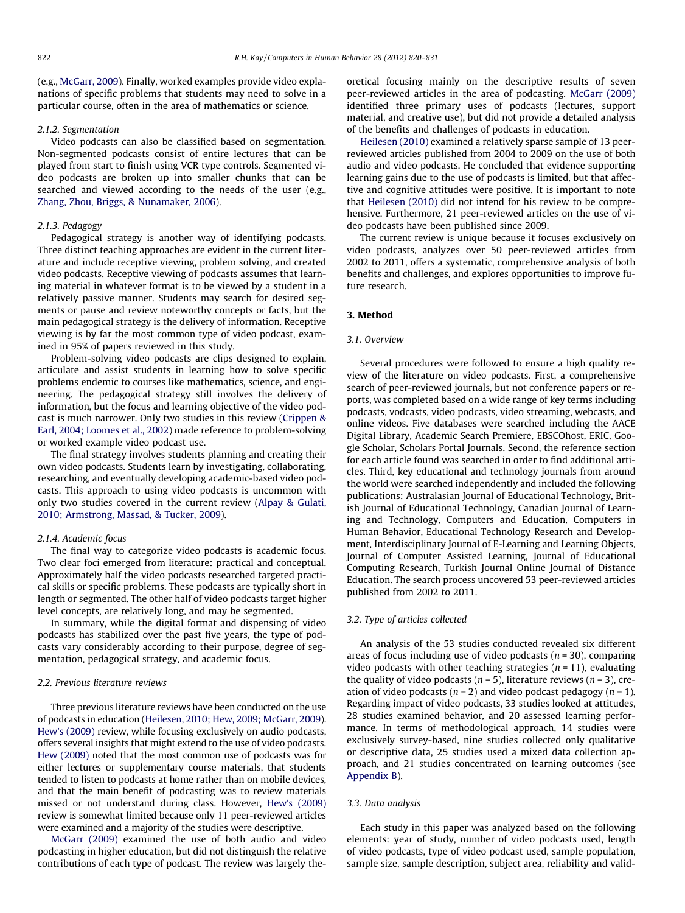(e.g., McGarr, 2009). Finally, worked examples provide video explanations of specific problems that students may need to solve in a particular course, often in the area of mathematics or science.

#### 2.1.2. Segmentation

Video podcasts can also be classified based on segmentation. Non-segmented podcasts consist of entire lectures that can be played from start to finish using VCR type controls. Segmented video podcasts are broken up into smaller chunks that can be searched and viewed according to the needs of the user (e.g., Zhang, Zhou, Briggs, & Nunamaker, 2006).

#### 2.1.3. Pedagogy

Pedagogical strategy is another way of identifying podcasts. Three distinct teaching approaches are evident in the current literature and include receptive viewing, problem solving, and created video podcasts. Receptive viewing of podcasts assumes that learning material in whatever format is to be viewed by a student in a relatively passive manner. Students may search for desired segments or pause and review noteworthy concepts or facts, but the main pedagogical strategy is the delivery of information. Receptive viewing is by far the most common type of video podcast, examined in 95% of papers reviewed in this study.

Problem-solving video podcasts are clips designed to explain, articulate and assist students in learning how to solve specific problems endemic to courses like mathematics, science, and engineering. The pedagogical strategy still involves the delivery of information, but the focus and learning objective of the video podcast is much narrower. Only two studies in this review (Crippen & Earl, 2004; Loomes et al., 2002) made reference to problem-solving or worked example video podcast use.

The final strategy involves students planning and creating their own video podcasts. Students learn by investigating, collaborating, researching, and eventually developing academic-based video podcasts. This approach to using video podcasts is uncommon with only two studies covered in the current review (Alpay & Gulati, 2010; Armstrong, Massad, & Tucker, 2009).

#### 2.1.4. Academic focus

The final way to categorize video podcasts is academic focus. Two clear foci emerged from literature: practical and conceptual. Approximately half the video podcasts researched targeted practical skills or specific problems. These podcasts are typically short in length or segmented. The other half of video podcasts target higher level concepts, are relatively long, and may be segmented.

In summary, while the digital format and dispensing of video podcasts has stabilized over the past five years, the type of podcasts vary considerably according to their purpose, degree of segmentation, pedagogical strategy, and academic focus.

### 2.2. Previous literature reviews

Three previous literature reviews have been conducted on the use of podcasts in education (Heilesen, 2010; Hew, 2009; McGarr, 2009). Hew's (2009) review, while focusing exclusively on audio podcasts, offers several insights that might extend to the use of video podcasts. Hew (2009) noted that the most common use of podcasts was for either lectures or supplementary course materials, that students tended to listen to podcasts at home rather than on mobile devices, and that the main benefit of podcasting was to review materials missed or not understand during class. However, Hew's (2009) review is somewhat limited because only 11 peer-reviewed articles were examined and a majority of the studies were descriptive.

McGarr (2009) examined the use of both audio and video podcasting in higher education, but did not distinguish the relative contributions of each type of podcast. The review was largely theoretical focusing mainly on the descriptive results of seven peer-reviewed articles in the area of podcasting. McGarr (2009) identified three primary uses of podcasts (lectures, support material, and creative use), but did not provide a detailed analysis of the benefits and challenges of podcasts in education.

Heilesen (2010) examined a relatively sparse sample of 13 peer-reviewed articles published from 2004 to 2009 on the use of both audio and video podcasts. He concluded that evidence supporting learning gains due to the use of podcasts is limited, but that affective and cognitive attitudes were positive. It is important to note that Heilesen (2010) did not intend for his review to be comprehensive. Furthermore, 21 peer-reviewed articles on the use of video podcasts have been published since 2009.

The current review is unique because it focuses exclusively on video podcasts, analyzes over 50 peer-reviewed articles from 2002 to 2011, offers a systematic, comprehensive analysis of both benefits and challenges, and explores opportunities to improve future research.

## 3. Method

### 3.1. Overview

Several procedures were followed to ensure a high quality review of the literature on video podcasts. First, a comprehensive search of peer-reviewed journals, but not conference papers or reports, was completed based on a wide range of key terms including podcasts, vodcasts, video podcasts, video streaming, webcasts, and online videos. Five databases were searched including the AACE Digital Library, Academic Search Premiere, EBSCOhost, ERIC, Google Scholar, Scholars Portal Journals. Second, the reference section for each article found was searched in order to find additional articles. Third, key educational and technology journals from around the world were searched independently and included the following publications: Australasian Journal of Educational Technology, British Journal of Educational Technology, Canadian Journal of Learning and Technology, Computers and Education, Computers in Human Behavior, Educational Technology Research and Development, Interdisciplinary Journal of E-Learning and Learning Objects, Journal of Computer Assisted Learning, Journal of Educational Computing Research, Turkish Journal Online Journal of Distance Education. The search process uncovered 53 peer-reviewed articles published from 2002 to 2011.

### 3.2. Type of articles collected

An analysis of the 53 studies conducted revealed six different areas of focus including use of video podcasts ($n = 30$), comparing video podcasts with other teaching strategies ($n = 11$), evaluating the quality of video podcasts ($n = 5$), literature reviews ($n = 3$), creation of video podcasts ($n = 2$) and video podcast pedagogy ($n = 1$). Regarding impact of video podcasts, 33 studies looked at attitudes, 28 studies examined behavior, and 20 assessed learning performance. In terms of methodological approach, 14 studies were exclusively survey-based, nine studies collected only qualitative or descriptive data, 25 studies used a mixed data collection approach, and 21 studies concentrated on learning outcomes (see Appendix B).

### 3.3. Data analysis

Each study in this paper was analyzed based on the following elements: year of study, number of video podcasts used, length of video podcasts, type of video podcast used, sample population, sample size, sample description, subject area, reliability and valid-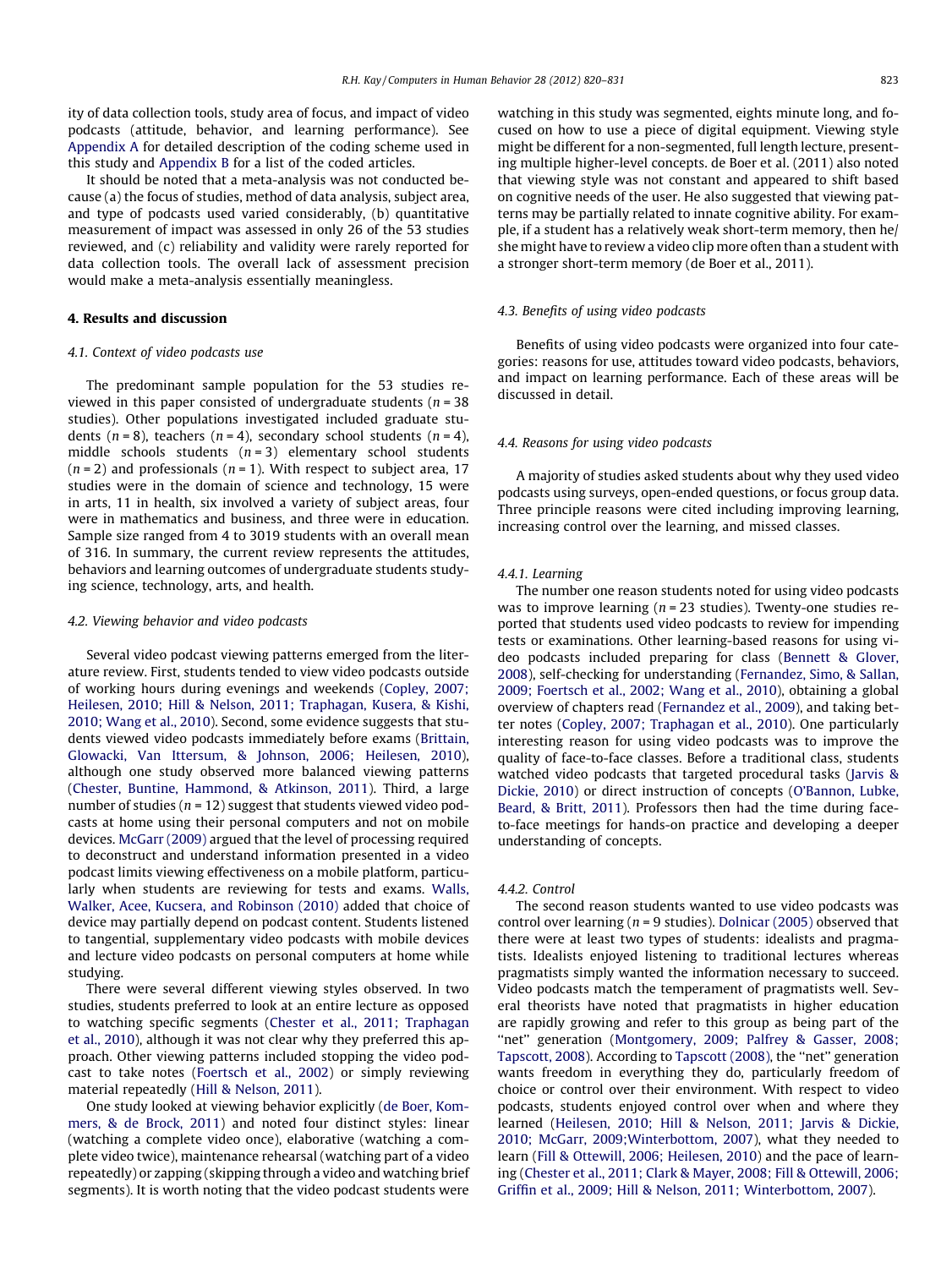ity of data collection tools, study area of focus, and impact of video podcasts (attitude, behavior, and learning performance). See Appendix A for detailed description of the coding scheme used in this study and Appendix B for a list of the coded articles.

It should be noted that a meta-analysis was not conducted because (a) the focus of studies, method of data analysis, subject area, and type of podcasts used varied considerably, (b) quantitative measurement of impact was assessed in only 26 of the 53 studies reviewed, and (c) reliability and validity were rarely reported for data collection tools. The overall lack of assessment precision would make a meta-analysis essentially meaningless.

## 4. Results and discussion

### 4.1. Context of video podcasts use

The predominant sample population for the 53 studies reviewed in this paper consisted of undergraduate students ($n = 38$ studies). Other populations investigated included graduate students ($n = 8$), teachers ($n = 4$), secondary school students ($n = 4$), middle schools students ($n = 3$) elementary school students ($n = 2$) and professionals ($n = 1$). With respect to subject area, 17 studies were in the domain of science and technology, 15 were in arts, 11 in health, six involved a variety of subject areas, four were in mathematics and business, and three were in education. Sample size ranged from 4 to 3019 students with an overall mean of 316. In summary, the current review represents the attitudes, behaviors and learning outcomes of undergraduate students studying science, technology, arts, and health.

### 4.2. Viewing behavior and video podcasts

Several video podcast viewing patterns emerged from the literature review. First, students tended to view video podcasts outside of working hours during evenings and weekends (Copley, 2007; Heilesen, 2010; Hill & Nelson, 2011; Traphagan, Kusera, & Kishi, 2010; Wang et al., 2010). Second, some evidence suggests that students viewed video podcasts immediately before exams (Brittain, Glowacki, Van Ittersum, & Johnson, 2006; Heilesen, 2010), although one study observed more balanced viewing patterns (Chester, Buntine, Hammond, & Atkinson, 2011). Third, a large number of studies ($n = 12$) suggest that students viewed video podcasts at home using their personal computers and not on mobile devices. McGarr (2009) argued that the level of processing required to deconstruct and understand information presented in a video podcast limits viewing effectiveness on a mobile platform, particularly when students are reviewing for tests and exams. Walls, Walker, Acee, Kucsera, and Robinson (2010) added that choice of device may partially depend on podcast content. Students listened to tangential, supplementary video podcasts with mobile devices and lecture video podcasts on personal computers at home while studying.

There were several different viewing styles observed. In two studies, students preferred to look at an entire lecture as opposed to watching specific segments (Chester et al., 2011; Traphagan et al., 2010), although it was not clear why they preferred this approach. Other viewing patterns included stopping the video podcast to take notes (Foertsch et al., 2002) or simply reviewing material repeatedly (Hill & Nelson, 2011).

One study looked at viewing behavior explicitly (de Boer, Kommers, & de Brock, 2011) and noted four distinct styles: linear (watching a complete video once), elaborative (watching a complete video twice), maintenance rehearsal (watching part of a video repeatedly) or zapping (skipping through a video and watching brief segments). It is worth noting that the video podcast students were watching in this study was segmented, eights minute long, and focused on how to use a piece of digital equipment. Viewing style might be different for a non-segmented, full length lecture, presenting multiple higher-level concepts. de Boer et al. (2011) also noted that viewing style was not constant and appeared to shift based on cognitive needs of the user. He also suggested that viewing patterns may be partially related to innate cognitive ability. For example, if a student has a relatively weak short-term memory, then he/she might have to review a video clip more often than a student with a stronger short-term memory (de Boer et al., 2011).

### 4.3. Benefits of using video podcasts

Benefits of using video podcasts were organized into four categories: reasons for use, attitudes toward video podcasts, behaviors, and impact on learning performance. Each of these areas will be discussed in detail.

### 4.4. Reasons for using video podcasts

A majority of studies asked students about why they used video podcasts using surveys, open-ended questions, or focus group data. Three principle reasons were cited including improving learning, increasing control over the learning, and missed classes.

#### 4.4.1. Learning

The number one reason students noted for using video podcasts was to improve learning ($n = 23$ studies). Twenty-one studies reported that students used video podcasts to review for impending tests or examinations. Other learning-based reasons for using video podcasts included preparing for class (Bennett & Glover, 2008), self-checking for understanding (Fernandez, Simo, & Sallan, 2009; Foertsch et al., 2002; Wang et al., 2010), obtaining a global overview of chapters read (Fernandez et al., 2009), and taking better notes (Copley, 2007; Traphagan et al., 2010). One particularly interesting reason for using video podcasts was to improve the quality of face-to-face classes. Before a traditional class, students watched video podcasts that targeted procedural tasks (Jarvis & Dickie, 2010) or direct instruction of concepts (O'Bannon, Lubke, Beard, & Britt, 2011). Professors then had the time during face-to-face meetings for hands-on practice and developing a deeper understanding of concepts.

#### 4.4.2. Control

The second reason students wanted to use video podcasts was control over learning ($n = 9$ studies). Dolnicar (2005) observed that there were at least two types of students: idealists and pragmatists. Idealists enjoyed listening to traditional lectures whereas pragmatists simply wanted the information necessary to succeed. Video podcasts match the temperament of pragmatists well. Several theorists have noted that pragmatists in higher education are rapidly growing and refer to this group as being part of the "net" generation (Montgomery, 2009; Palfrey & Gasser, 2008; Tapscott, 2008). According to Tapscott (2008), the "net" generation wants freedom in everything they do, particularly freedom of choice or control over their environment. With respect to video podcasts, students enjoyed control over when and where they learned (Heilesen, 2010; Hill & Nelson, 2011; Jarvis & Dickie, 2010; McGarr, 2009;Winterbottom, 2007), what they needed to learn (Fill & Ottewill, 2006; Heilesen, 2010) and the pace of learning (Chester et al., 2011; Clark & Mayer, 2008; Fill & Ottewill, 2006; Griffin et al., 2009; Hill & Nelson, 2011; Winterbottom, 2007).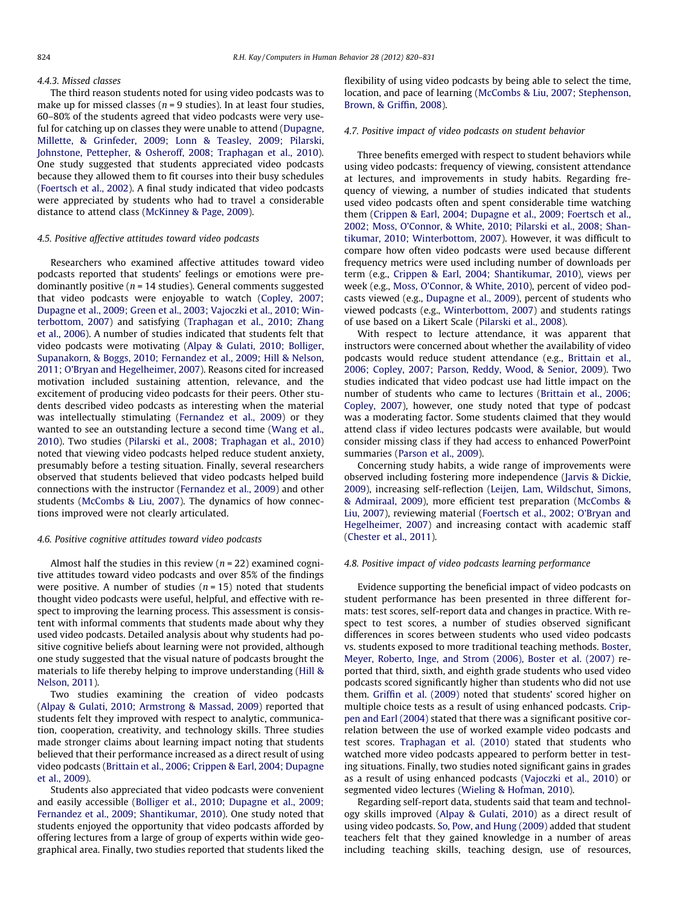#### 4.4.3. Missed classes

The third reason students noted for using video podcasts was to make up for missed classes ($n = 9$ studies). In at least four studies, 60–80% of the students agreed that video podcasts were very useful for catching up on classes they were unable to attend (Dupagne, Millette, & Grinfeder, 2009; Lonn & Teasley, 2009; Pilarski, Johnstone, Pettepher, & Osheroff, 2008; Traphagan et al., 2010). One study suggested that students appreciated video podcasts because they allowed them to fit courses into their busy schedules (Foertsch et al., 2002). A final study indicated that video podcasts were appreciated by students who had to travel a considerable distance to attend class (McKinney & Page, 2009).

### 4.5. Positive affective attitudes toward video podcasts

Researchers who examined affective attitudes toward video podcasts reported that students' feelings or emotions were predominantly positive ($n = 14$ studies). General comments suggested that video podcasts were enjoyable to watch (Copley, 2007; Dupagne et al., 2009; Green et al., 2003; Vajoczki et al., 2010; Winterbottom, 2007) and satisfying (Traphagan et al., 2010; Zhang et al., 2006). A number of studies indicated that students felt that video podcasts were motivating (Alpay & Gulati, 2010; Bolliger, Supanakorn, & Boggs, 2010; Fernandez et al., 2009; Hill & Nelson, 2011; O'Bryan and Hegelheimer, 2007). Reasons cited for increased motivation included sustaining attention, relevance, and the excitement of producing video podcasts for their peers. Other students described video podcasts as interesting when the material was intellectually stimulating (Fernandez et al., 2009) or they wanted to see an outstanding lecture a second time (Wang et al., 2010). Two studies (Pilarski et al., 2008; Traphagan et al., 2010) noted that viewing video podcasts helped reduce student anxiety, presumably before a testing situation. Finally, several researchers observed that students believed that video podcasts helped build connections with the instructor (Fernandez et al., 2009) and other students (McCombs & Liu, 2007). The dynamics of how connections improved were not clearly articulated.

### 4.6. Positive cognitive attitudes toward video podcasts

Almost half the studies in this review ($n = 22$) examined cognitive attitudes toward video podcasts and over 85% of the findings were positive. A number of studies ($n = 15$) noted that students thought video podcasts were useful, helpful, and effective with respect to improving the learning process. This assessment is consistent with informal comments that students made about why they used video podcasts. Detailed analysis about why students had positive cognitive beliefs about learning were not provided, although one study suggested that the visual nature of podcasts brought the materials to life thereby helping to improve understanding (Hill & Nelson, 2011).

Two studies examining the creation of video podcasts (Alpay & Gulati, 2010; Armstrong & Massad, 2009) reported that students felt they improved with respect to analytic, communication, cooperation, creativity, and technology skills. Three studies made stronger claims about learning impact noting that students believed that their performance increased as a direct result of using video podcasts (Brittain et al., 2006; Crippen & Earl, 2004; Dupagne et al., 2009).

Students also appreciated that video podcasts were convenient and easily accessible (Bolliger et al., 2010; Dupagne et al., 2009; Fernandez et al., 2009; Shantikumar, 2010). One study noted that students enjoyed the opportunity that video podcasts afforded by offering lectures from a large of group of experts within wide geographical area. Finally, two studies reported that students liked the flexibility of using video podcasts by being able to select the time, location, and pace of learning (McCombs & Liu, 2007; Stephenson, Brown, & Griffin, 2008).

### 4.7. Positive impact of video podcasts on student behavior

Three benefits emerged with respect to student behaviors while using video podcasts: frequency of viewing, consistent attendance at lectures, and improvements in study habits. Regarding frequency of viewing, a number of studies indicated that students used video podcasts often and spent considerable time watching them (Crippen & Earl, 2004; Dupagne et al., 2009; Foertsch et al., 2002; Moss, O'Connor, & White, 2010; Pilarski et al., 2008; Shantikumar, 2010; Winterbottom, 2007). However, it was difficult to compare how often video podcasts were used because different frequency metrics were used including number of downloads per term (e.g., Crippen & Earl, 2004; Shantikumar, 2010), views per week (e.g., Moss, O'Connor, & White, 2010), percent of video podcasts viewed (e.g., Dupagne et al., 2009), percent of students who viewed podcasts (e.g., Winterbottom, 2007) and students ratings of use based on a Likert Scale (Pilarski et al., 2008).

With respect to lecture attendance, it was apparent that instructors were concerned about whether the availability of video podcasts would reduce student attendance (e.g., Brittain et al., 2006; Copley, 2007; Parson, Reddy, Wood, & Senior, 2009). Two studies indicated that video podcast use had little impact on the number of students who came to lectures (Brittain et al., 2006; Copley, 2007), however, one study noted that type of podcast was a moderating factor. Some students claimed that they would attend class if video lectures podcasts were available, but would consider missing class if they had access to enhanced PowerPoint summaries (Parson et al., 2009).

Concerning study habits, a wide range of improvements were observed including fostering more independence (Jarvis & Dickie, 2009), increasing self-reflection (Leijen, Lam, Wildschut, Simons, & Admiraal, 2009), more efficient test preparation (McCombs & Liu, 2007), reviewing material (Foertsch et al., 2002; O'Bryan and Hegelheimer, 2007) and increasing contact with academic staff (Chester et al., 2011).

### 4.8. Positive impact of video podcasts learning performance

Evidence supporting the beneficial impact of video podcasts on student performance has been presented in three different formats: test scores, self-report data and changes in practice. With respect to test scores, a number of studies observed significant differences in scores between students who used video podcasts vs. students exposed to more traditional teaching methods. Boster, Meyer, Roberto, Inge, and Strom (2006), Boster et al. (2007) reported that third, sixth, and eighth grade students who used video podcasts scored significantly higher than students who did not use them. Griffin et al. (2009) noted that students' scored higher on multiple choice tests as a result of using enhanced podcasts. Crippen and Earl (2004) stated that there was a significant positive correlation between the use of worked example video podcasts and test scores. Traphagan et al. (2010) stated that students who watched more video podcasts appeared to perform better in testing situations. Finally, two studies noted significant gains in grades as a result of using enhanced podcasts (Vajoczki et al., 2010) or segmented video lectures (Wieling & Hofman, 2010).

Regarding self-report data, students said that team and technology skills improved (Alpay & Gulati, 2010) as a direct result of using video podcasts. So, Pow, and Hung (2009) added that student teachers felt that they gained knowledge in a number of areas including teaching skills, teaching design, use of resources,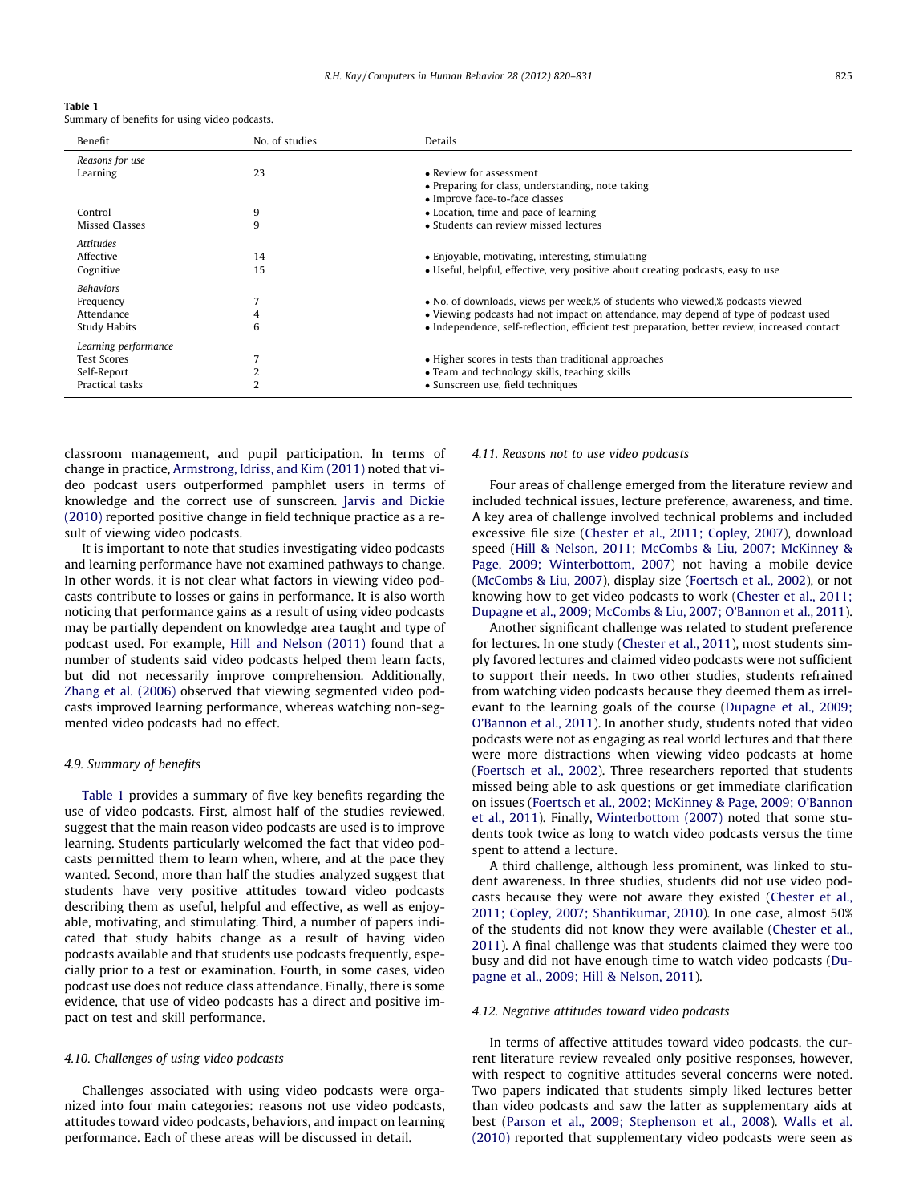Table 1
Summary of benefits for using video podcasts.

| Benefit | No. of studies | Details |
|---|---|---|
| *Reasons for use* | | |
| Learning | 23 | • Review for assessment<br>• Preparing for class, understanding, note taking<br>• Improve face-to-face classes |
| Control | 9 | • Location, time and pace of learning |
| Missed Classes | 9 | • Students can review missed lectures |
| *Attitudes* | | |
| Affective | 14 | • Enjoyable, motivating, interesting, stimulating |
| Cognitive | 15 | • Useful, helpful, effective, very positive about creating podcasts, easy to use |
| *Behaviors* | | |
| Frequency | 7 | • No. of downloads, views per week,% of students who viewed,% podcasts viewed |
| Attendance | 4 | • Viewing podcasts had not impact on attendance, may depend of type of podcast used |
| Study Habits | 6 | • Independence, self-reflection, efficient test preparation, better review, increased contact |
| *Learning performance* | | |
| Test Scores | 7 | • Higher scores in tests than traditional approaches |
| Self-Report | 2 | • Team and technology skills, teaching skills |
| Practical tasks | 2 | • Sunscreen use, field techniques |

classroom management, and pupil participation. In terms of change in practice, Armstrong, Idriss, and Kim (2011) noted that video podcast users outperformed pamphlet users in terms of knowledge and the correct use of sunscreen. Jarvis and Dickie (2010) reported positive change in field technique practice as a result of viewing video podcasts.

It is important to note that studies investigating video podcasts and learning performance have not examined pathways to change. In other words, it is not clear what factors in viewing video podcasts contribute to losses or gains in performance. It is also worth noticing that performance gains as a result of using video podcasts may be partially dependent on knowledge area taught and type of podcast used. For example, Hill and Nelson (2011) found that a number of students said video podcasts helped them learn facts, but did not necessarily improve comprehension. Additionally, Zhang et al. (2006) observed that viewing segmented video podcasts improved learning performance, whereas watching non-segmented video podcasts had no effect.

### 4.9. Summary of benefits

Table 1 provides a summary of five key benefits regarding the use of video podcasts. First, almost half of the studies reviewed, suggest that the main reason video podcasts are used is to improve learning. Students particularly welcomed the fact that video podcasts permitted them to learn when, where, and at the pace they wanted. Second, more than half the studies analyzed suggest that students have very positive attitudes toward video podcasts describing them as useful, helpful and effective, as well as enjoyable, motivating, and stimulating. Third, a number of papers indicated that study habits change as a result of having video podcasts available and that students use podcasts frequently, especially prior to a test or examination. Fourth, in some cases, video podcast use does not reduce class attendance. Finally, there is some evidence, that use of video podcasts has a direct and positive impact on test and skill performance.

### 4.10. Challenges of using video podcasts

Challenges associated with using video podcasts were organized into four main categories: reasons not use video podcasts, attitudes toward video podcasts, behaviors, and impact on learning performance. Each of these areas will be discussed in detail.

### 4.11. Reasons not to use video podcasts

Four areas of challenge emerged from the literature review and included technical issues, lecture preference, awareness, and time. A key area of challenge involved technical problems and included excessive file size (Chester et al., 2011; Copley, 2007), download speed (Hill & Nelson, 2011; McCombs & Liu, 2007; McKinney & Page, 2009; Winterbottom, 2007) not having a mobile device (McCombs & Liu, 2007), display size (Foertsch et al., 2002), or not knowing how to get video podcasts to work (Chester et al., 2011; Dupagne et al., 2009; McCombs & Liu, 2007; O'Bannon et al., 2011).

Another significant challenge was related to student preference for lectures. In one study (Chester et al., 2011), most students simply favored lectures and claimed video podcasts were not sufficient to support their needs. In two other studies, students refrained from watching video podcasts because they deemed them as irrelevant to the learning goals of the course (Dupagne et al., 2009; O'Bannon et al., 2011). In another study, students noted that video podcasts were not as engaging as real world lectures and that there were more distractions when viewing video podcasts at home (Foertsch et al., 2002). Three researchers reported that students missed being able to ask questions or get immediate clarification on issues (Foertsch et al., 2002; McKinney & Page, 2009; O'Bannon et al., 2011). Finally, Winterbottom (2007) noted that some students took twice as long to watch video podcasts versus the time spent to attend a lecture.

A third challenge, although less prominent, was linked to student awareness. In three studies, students did not use video podcasts because they were not aware they existed (Chester et al., 2011; Copley, 2007; Shantikumar, 2010). In one case, almost 50% of the students did not know they were available (Chester et al., 2011). A final challenge was that students claimed they were too busy and did not have enough time to watch video podcasts (Dupagne et al., 2009; Hill & Nelson, 2011).

### 4.12. Negative attitudes toward video podcasts

In terms of affective attitudes toward video podcasts, the current literature review revealed only positive responses, however, with respect to cognitive attitudes several concerns were noted. Two papers indicated that students simply liked lectures better than video podcasts and saw the latter as supplementary aids at best (Parson et al., 2009; Stephenson et al., 2008). Walls et al. (2010) reported that supplementary video podcasts were seen as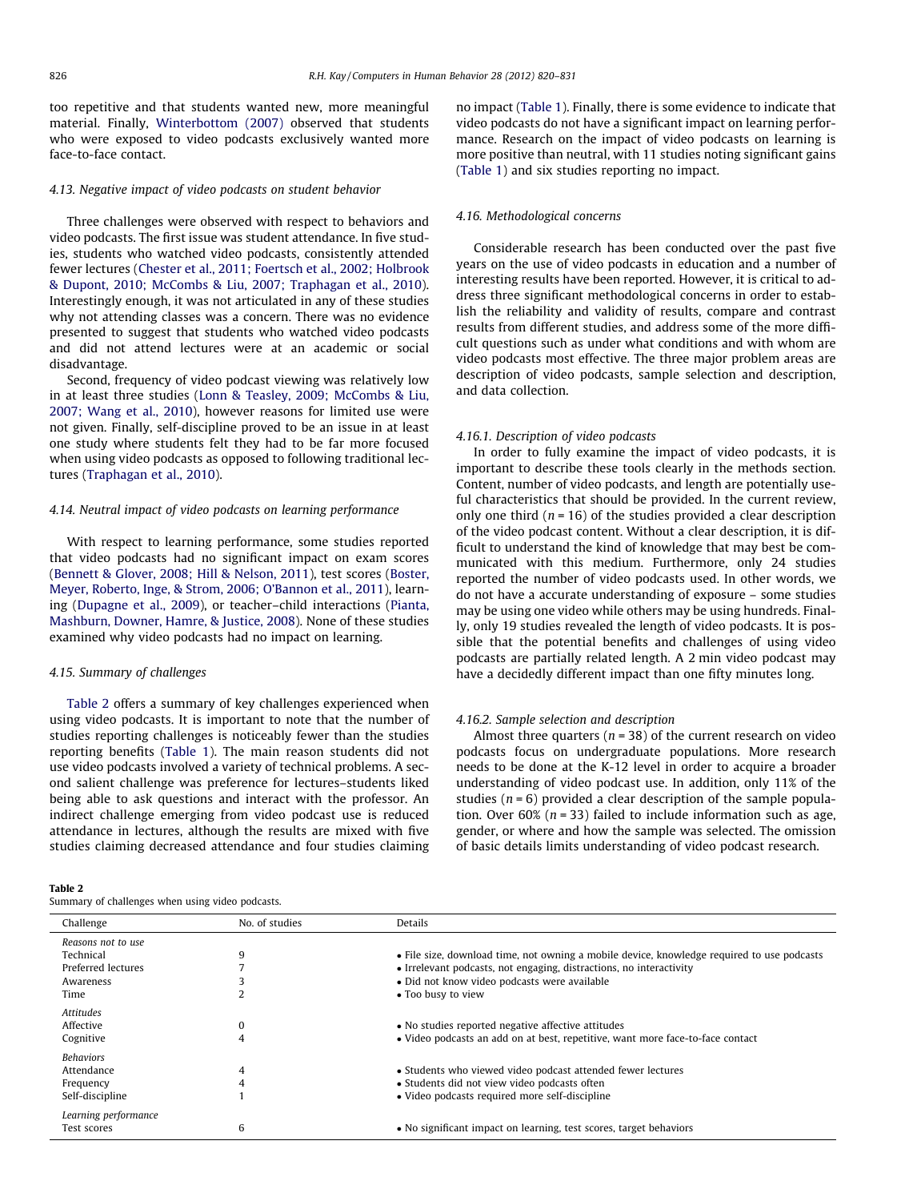too repetitive and that students wanted new, more meaningful material. Finally, Winterbottom (2007) observed that students who were exposed to video podcasts exclusively wanted more face-to-face contact.

### 4.13. Negative impact of video podcasts on student behavior

Three challenges were observed with respect to behaviors and video podcasts. The first issue was student attendance. In five studies, students who watched video podcasts, consistently attended fewer lectures (Chester et al., 2011; Foertsch et al., 2002; Holbrook & Dupont, 2010; McCombs & Liu, 2007; Traphagan et al., 2010). Interestingly enough, it was not articulated in any of these studies why not attending classes was a concern. There was no evidence presented to suggest that students who watched video podcasts and did not attend lectures were at an academic or social disadvantage.

Second, frequency of video podcast viewing was relatively low in at least three studies (Lonn & Teasley, 2009; McCombs & Liu, 2007; Wang et al., 2010), however reasons for limited use were not given. Finally, self-discipline proved to be an issue in at least one study where students felt they had to be far more focused when using video podcasts as opposed to following traditional lectures (Traphagan et al., 2010).

### 4.14. Neutral impact of video podcasts on learning performance

With respect to learning performance, some studies reported that video podcasts had no significant impact on exam scores (Bennett & Glover, 2008; Hill & Nelson, 2011), test scores (Boster, Meyer, Roberto, Inge, & Strom, 2006; O'Bannon et al., 2011), learning (Dupagne et al., 2009), or teacher–child interactions (Pianta, Mashburn, Downer, Hamre, & Justice, 2008). None of these studies examined why video podcasts had no impact on learning.

### 4.15. Summary of challenges

Table 2 offers a summary of key challenges experienced when using video podcasts. It is important to note that the number of studies reporting challenges is noticeably fewer than the studies reporting benefits (Table 1). The main reason students did not use video podcasts involved a variety of technical problems. A second salient challenge was preference for lectures–students liked being able to ask questions and interact with the professor. An indirect challenge emerging from video podcast use is reduced attendance in lectures, although the results are mixed with five studies claiming decreased attendance and four studies claiming no impact (Table 1). Finally, there is some evidence to indicate that video podcasts do not have a significant impact on learning performance. Research on the impact of video podcasts on learning is more positive than neutral, with 11 studies noting significant gains (Table 1) and six studies reporting no impact.

### 4.16. Methodological concerns

Considerable research has been conducted over the past five years on the use of video podcasts in education and a number of interesting results have been reported. However, it is critical to address three significant methodological concerns in order to establish the reliability and validity of results, compare and contrast results from different studies, and address some of the more difficult questions such as under what conditions and with whom are video podcasts most effective. The three major problem areas are description of video podcasts, sample selection and description, and data collection.

#### 4.16.1. Description of video podcasts

In order to fully examine the impact of video podcasts, it is important to describe these tools clearly in the methods section. Content, number of video podcasts, and length are potentially useful characteristics that should be provided. In the current review, only one third ($n = 16$) of the studies provided a clear description of the video podcast content. Without a clear description, it is difficult to understand the kind of knowledge that may best be communicated with this medium. Furthermore, only 24 studies reported the number of video podcasts used. In other words, we do not have a accurate understanding of exposure – some studies may be using one video while others may be using hundreds. Finally, only 19 studies revealed the length of video podcasts. It is possible that the potential benefits and challenges of using video podcasts are partially related length. A 2 min video podcast may have a decidedly different impact than one fifty minutes long.

#### 4.16.2. Sample selection and description

Almost three quarters ($n = 38$) of the current research on video podcasts focus on undergraduate populations. More research needs to be done at the K-12 level in order to acquire a broader understanding of video podcast use. In addition, only 11% of the studies ($n = 6$) provided a clear description of the sample population. Over 60% ($n = 33$) failed to include information such as age, gender, or where and how the sample was selected. The omission of basic details limits understanding of video podcast research.

**Table 2**
Summary of challenges when using video podcasts.

| Challenge | No. of studies | Details |
|---|---|---|
| *Reasons not to use* | | |
| Technical | 9 | • File size, download time, not owning a mobile device, knowledge required to use podcasts |
| Preferred lectures | 7 | • Irrelevant podcasts, not engaging, distractions, no interactivity |
| Awareness | 3 | • Did not know video podcasts were available |
| Time | 2 | • Too busy to view |
| *Attitudes* | | |
| Affective | 0 | • No studies reported negative affective attitudes |
| Cognitive | 4 | • Video podcasts an add on at best, repetitive, want more face-to-face contact |
| *Behaviors* | | |
| Attendance | 4 | • Students who viewed video podcast attended fewer lectures |
| Frequency | 4 | • Students did not view video podcasts often |
| Self-discipline | 1 | • Video podcasts required more self-discipline |
| *Learning performance* | | |
| Test scores | 6 | • No significant impact on learning, test scores, target behaviors |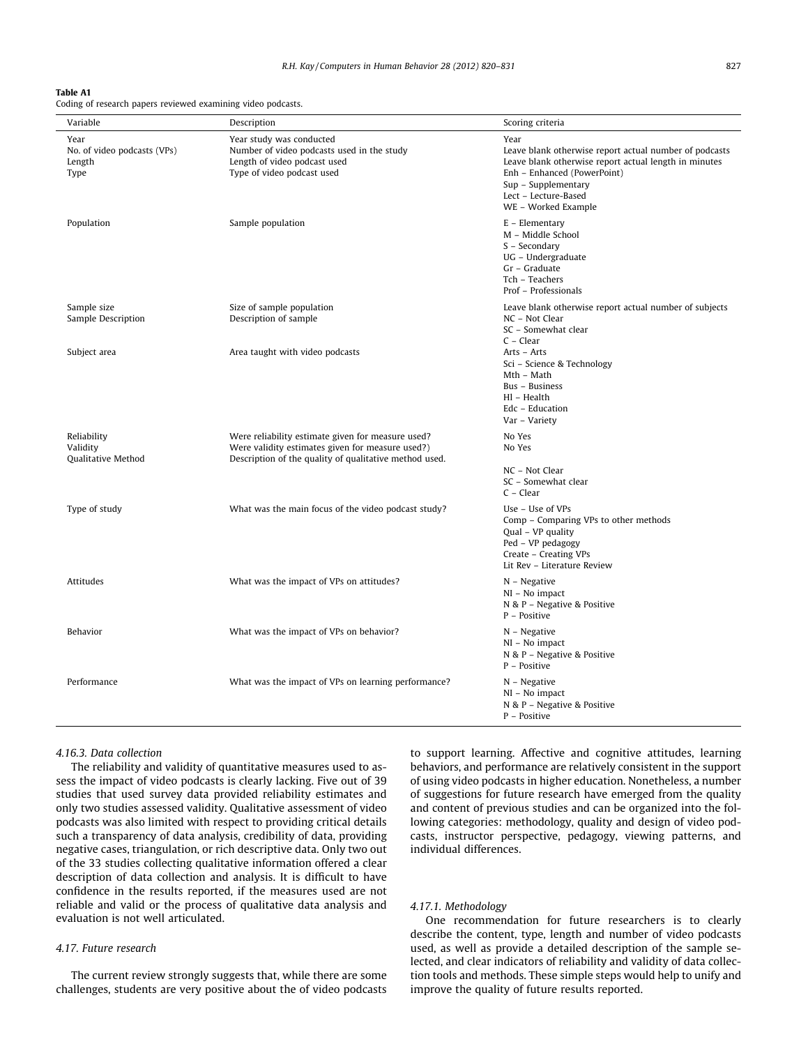**Table A1**
Coding of research papers reviewed examining video podcasts.

| Variable | Description | Scoring criteria |
|---|---|---|
| Year | Year study was conducted | Year |
| No. of video podcasts (VPs) | Number of video podcasts used in the study | Leave blank otherwise report actual number of podcasts |
| Length | Length of video podcast used | Leave blank otherwise report actual length in minutes |
| Type | Type of video podcast used | Enh – Enhanced (PowerPoint)<br>Sup – Supplementary<br>Lect – Lecture-Based<br>WE – Worked Example |
| Population | Sample population | E – Elementary<br>M – Middle School<br>S – Secondary<br>UG – Undergraduate<br>Gr – Graduate<br>Tch – Teachers<br>Prof – Professionals |
| Sample size | Size of sample population | Leave blank otherwise report actual number of subjects |
| Sample Description | Description of sample | NC – Not Clear<br>SC – Somewhat clear<br>C – Clear |
| Subject area | Area taught with video podcasts | Arts – Arts<br>Sci – Science & Technology<br>Mth – Math<br>Bus – Business<br>Hl – Health<br>Edc – Education<br>Var – Variety |
| Reliability | Were reliability estimate given for measure used? | No Yes |
| Validity | Were validity estimates given for measure used?) | No Yes |
| Qualitative Method | Description of the quality of qualitative method used. | NC – Not Clear<br>SC – Somewhat clear<br>C – Clear |
| Type of study | What was the main focus of the video podcast study? | Use – Use of VPs<br>Comp – Comparing VPs to other methods<br>Qual – VP quality<br>Ped – VP pedagogy<br>Create – Creating VPs<br>Lit Rev – Literature Review |
| Attitudes | What was the impact of VPs on attitudes? | N – Negative<br>NI – No impact<br>N & P – Negative & Positive<br>P – Positive |
| Behavior | What was the impact of VPs on behavior? | N – Negative<br>NI – No impact<br>N & P – Negative & Positive<br>P – Positive |
| Performance | What was the impact of VPs on learning performance? | N – Negative<br>NI – No impact<br>N & P – Negative & Positive<br>P – Positive |

#### 4.16.3. Data collection

The reliability and validity of quantitative measures used to assess the impact of video podcasts is clearly lacking. Five out of 39 studies that used survey data provided reliability estimates and only two studies assessed validity. Qualitative assessment of video podcasts was also limited with respect to providing critical details such a transparency of data analysis, credibility of data, providing negative cases, triangulation, or rich descriptive data. Only two out of the 33 studies collecting qualitative information offered a clear description of data collection and analysis. It is difficult to have confidence in the results reported, if the measures used are not reliable and valid or the process of qualitative data analysis and evaluation is not well articulated.

### 4.17. Future research

The current review strongly suggests that, while there are some challenges, students are very positive about the of video podcasts to support learning. Affective and cognitive attitudes, learning behaviors, and performance are relatively consistent in the support of using video podcasts in higher education. Nonetheless, a number of suggestions for future research have emerged from the quality and content of previous studies and can be organized into the following categories: methodology, quality and design of video podcasts, instructor perspective, pedagogy, viewing patterns, and individual differences.

#### 4.17.1. Methodology

One recommendation for future researchers is to clearly describe the content, type, length and number of video podcasts used, as well as provide a detailed description of the sample selected, and clear indicators of reliability and validity of data collection tools and methods. These simple steps would help to unify and improve the quality of future results reported.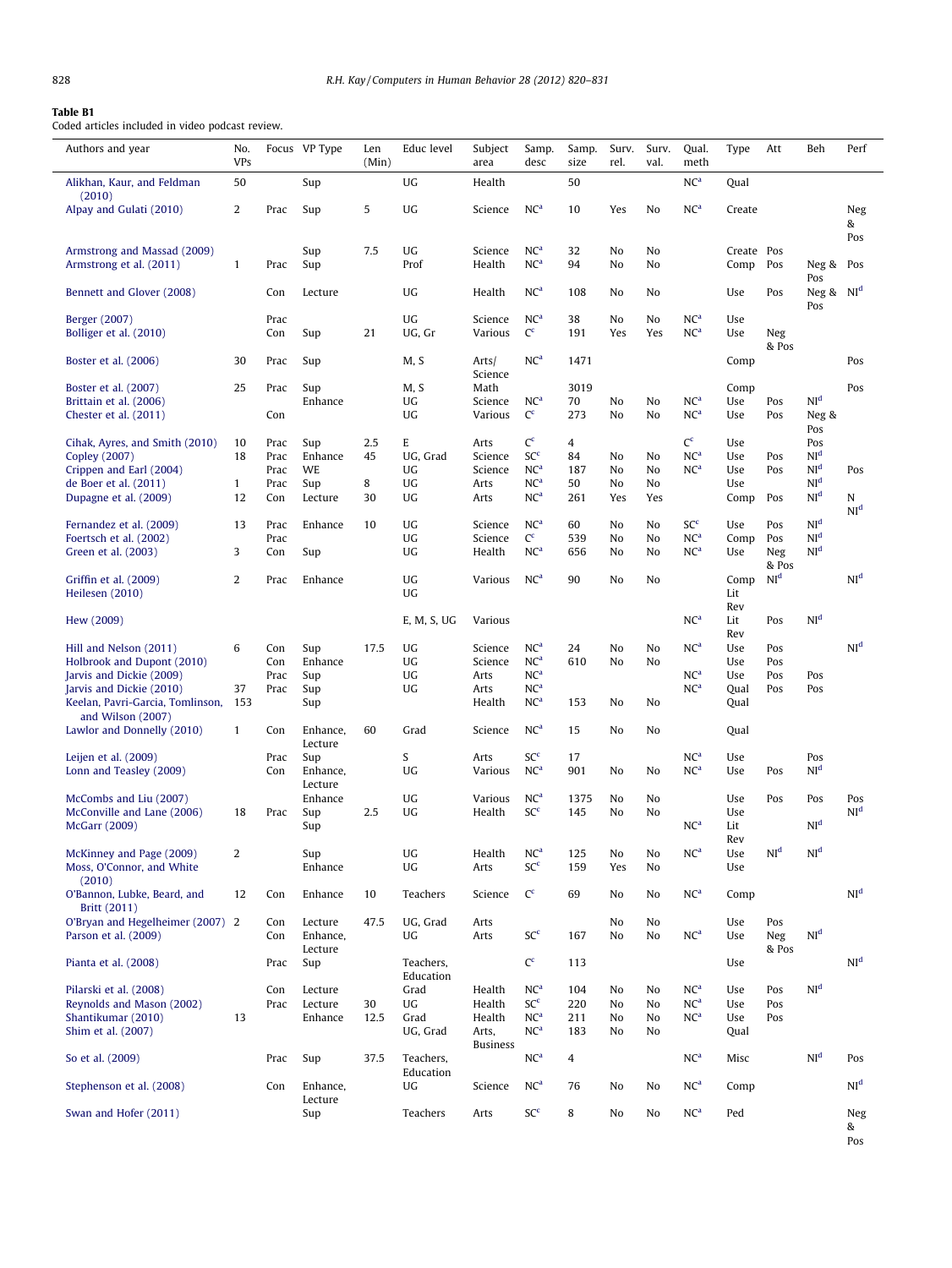**Table B1**
Coded articles included in video podcast review.

| Authors and year | No. VPs | Focus | VP Type | Len (Min) | Educ level | Subject area | Samp. desc | Samp. size | Surv. rel. | Surv. val. | Qual. meth | Type | Att | Beh | Perf |
|---|---|---|---|---|---|---|---|---|---|---|---|---|---|---|---|
| Alikhan, Kaur, and Feldman (2010) | 50 | | Sup | | UG | Health | | 50 | | | NC[a] | Qual | | | |
| Alpay and Gulati (2010) | 2 | Prac | Sup | 5 | UG | Science | NC[a] | 10 | Yes | No | NC[a] | Create | | | Neg & Pos |
| Armstrong and Massad (2009) | | | Sup | 7.5 | UG | Science | NC[a] | 32 | No | No | | Create | Pos | | |
| Armstrong et al. (2011) | 1 | Prac | Sup | | Prof | Health | NC[a] | 94 | No | No | | Comp | Pos | Neg & Pos | Pos |
| Bennett and Glover (2008) | | Con | Lecture | | UG | Health | NC[a] | 108 | No | No | | Use | Pos | Neg & Pos | NI[d] |
| Berger (2007) | | Prac | | | UG | Science | NC[a] | 38 | No | No | NC[a] | Use | | | |
| Bolliger et al. (2010) | | Con | Sup | 21 | UG, Gr | Various | C[c] | 191 | Yes | Yes | NC[a] | Use | Neg & Pos | | |
| Boster et al. (2006) | 30 | Prac | Sup | | M, S | Arts/ Science | NC[a] | 1471 | | | | Comp | | | Pos |
| Boster et al. (2007) | 25 | Prac | Sup | | M, S | Math | | 3019 | | | | Comp | | | Pos |
| Brittain et al. (2006) | | | Enhance | | UG | Science | NC[a] | 70 | No | No | NC[a] | Use | Pos | NI[d] | |
| Chester et al. (2011) | | Con | | | UG | Various | C[c] | 273 | No | No | NC[a] | Use | Pos | Neg & Pos | |
| Cihak, Ayres, and Smith (2010) | 10 | Prac | Sup | 2.5 | E | Arts | C[c] | 4 | | | C[c] | Use | | Pos | |
| Copley (2007) | 18 | Prac | Enhance | 45 | UG, Grad | Science | SC[c] | 84 | No | No | NC[a] | Use | Pos | NI[d] | |
| Crippen and Earl (2004) | | Prac | WE | | UG | Science | NC[a] | 187 | No | No | NC[a] | Use | Pos | NI[d] | Pos |
| de Boer et al. (2011) | 1 | Prac | Sup | 8 | UG | Arts | NC[a] | 50 | No | No | | Use | | NI[d] | |
| Dupagne et al. (2009) | 12 | Con | Lecture | 30 | UG | Arts | NC[a] | 261 | Yes | Yes | | Comp | Pos | NI[d] | N NI[d] |
| Fernandez et al. (2009) | 13 | Prac | Enhance | 10 | UG | Science | NC[a] | 60 | No | No | SC[c] | Use | Pos | NI[d] | |
| Foertsch et al. (2002) | | Prac | | | UG | Science | C[c] | 539 | No | No | NC[a] | Comp | Pos | NI[d] | |
| Green et al. (2003) | 3 | Con | Sup | | UG | Health | NC[a] | 656 | No | No | NC[a] | Use | Neg & Pos | NI[d] | |
| Griffin et al. (2009) | 2 | Prac | Enhance | | UG | Various | NC[a] | 90 | No | No | | Comp | NI[d] | | NI[d] |
| Heilesen (2010) | | | | | UG | | | | | | | Lit Rev | | | |
| Hew (2009) | | | | | E, M, S, UG | Various | | | | | NC[a] | Lit Rev | Pos | NI[d] | |
| Hill and Nelson (2011) | 6 | Con | Sup | 17.5 | UG | Science | NC[a] | 24 | No | No | NC[a] | Use | Pos | | NI[d] |
| Holbrook and Dupont (2010) | | Con | Enhance | | UG | Science | NC[a] | 610 | No | No | | Use | Pos | | |
| Jarvis and Dickie (2009) | | Prac | Sup | | UG | Arts | NC[a] | | | | NC[a] | Use | Pos | Pos | |
| Jarvis and Dickie (2010) | 37 | Prac | Sup | | UG | Arts | NC[a] | | | | NC[a] | Qual | Pos | Pos | |
| Keelan, Pavri-Garcia, Tomlinson, and Wilson (2007) | 153 | | Sup | | | Health | NC[a] | 153 | No | No | | Qual | | | |
| Lawlor and Donnelly (2010) | 1 | Con | Enhance, Lecture | 60 | Grad | Science | NC[a] | 15 | No | No | | Qual | | | |
| Leijen et al. (2009) | | Prac | Sup | | S | Arts | SC[c] | 17 | | | NC[a] | Use | | Pos | |
| Lonn and Teasley (2009) | | Con | Enhance, Lecture | | UG | Various | NC[a] | 901 | No | No | NC[a] | Use | Pos | NI[d] | |
| McCombs and Liu (2007) | | | Enhance | | UG | Various | NC[a] | 1375 | No | No | | Use | Pos | Pos | Pos |
| McConville and Lane (2006) | 18 | Prac | Sup | 2.5 | UG | Health | SC[c] | 145 | No | No | | Use | | | NI[d] |
| McGarr (2009) | | | Sup | | | | | | | | NC[a] | Lit Rev | | NI[d] | |
| McKinney and Page (2009) | 2 | | Sup | | UG | Health | NC[a] | 125 | No | No | NC[a] | Use | NI[d] | NI[d] | |
| Moss, O'Connor, and White (2010) | | | Enhance | | UG | Arts | SC[c] | 159 | Yes | No | | Use | | | |
| O'Bannon, Lubke, Beard, and Britt (2011) | 12 | Con | Enhance | 10 | Teachers | Science | C[c] | 69 | No | No | NC[a] | Comp | | | NI[d] |
| O'Bryan and Hegelheimer (2007) | 2 | Con | Lecture | 47.5 | UG, Grad | Arts | | | No | No | | Use | Pos | | |
| Parson et al. (2009) | | Con | Enhance, Lecture | | UG | Arts | SC[c] | 167 | No | No | NC[a] | Use | Neg & Pos | NI[d] | |
| Pianta et al. (2008) | | Prac | Sup | | Teachers, Education | | C[c] | 113 | | | | Use | | | NI[d] |
| Pilarski et al. (2008) | | Con | Lecture | | Grad | Health | NC[a] | 104 | No | No | NC[a] | Use | Pos | NI[d] | |
| Reynolds and Mason (2002) | | Prac | Lecture | 30 | UG | Health | SC[c] | 220 | No | No | NC[a] | Use | Pos | | |
| Shantikumar (2010) | 13 | | Enhance | 12.5 | Grad | Health | NC[a] | 211 | No | No | NC[a] | Use | Pos | | |
| Shim et al. (2007) | | | | | UG, Grad | Arts, Business | NC[a] | 183 | No | No | | Qual | | | |
| So et al. (2009) | | Prac | Sup | 37.5 | Teachers, Education | | NC[a] | 4 | | | NC[a] | Misc | | NI[d] | Pos |
| Stephenson et al. (2008) | | Con | Enhance, Lecture | | UG | Science | NC[a] | 76 | No | No | NC[a] | Comp | | | NI[d] |
| Swan and Hofer (2011) | | | Sup | | Teachers | Arts | SC[c] | 8 | No | No | NC[a] | Ped | | | Neg & Pos |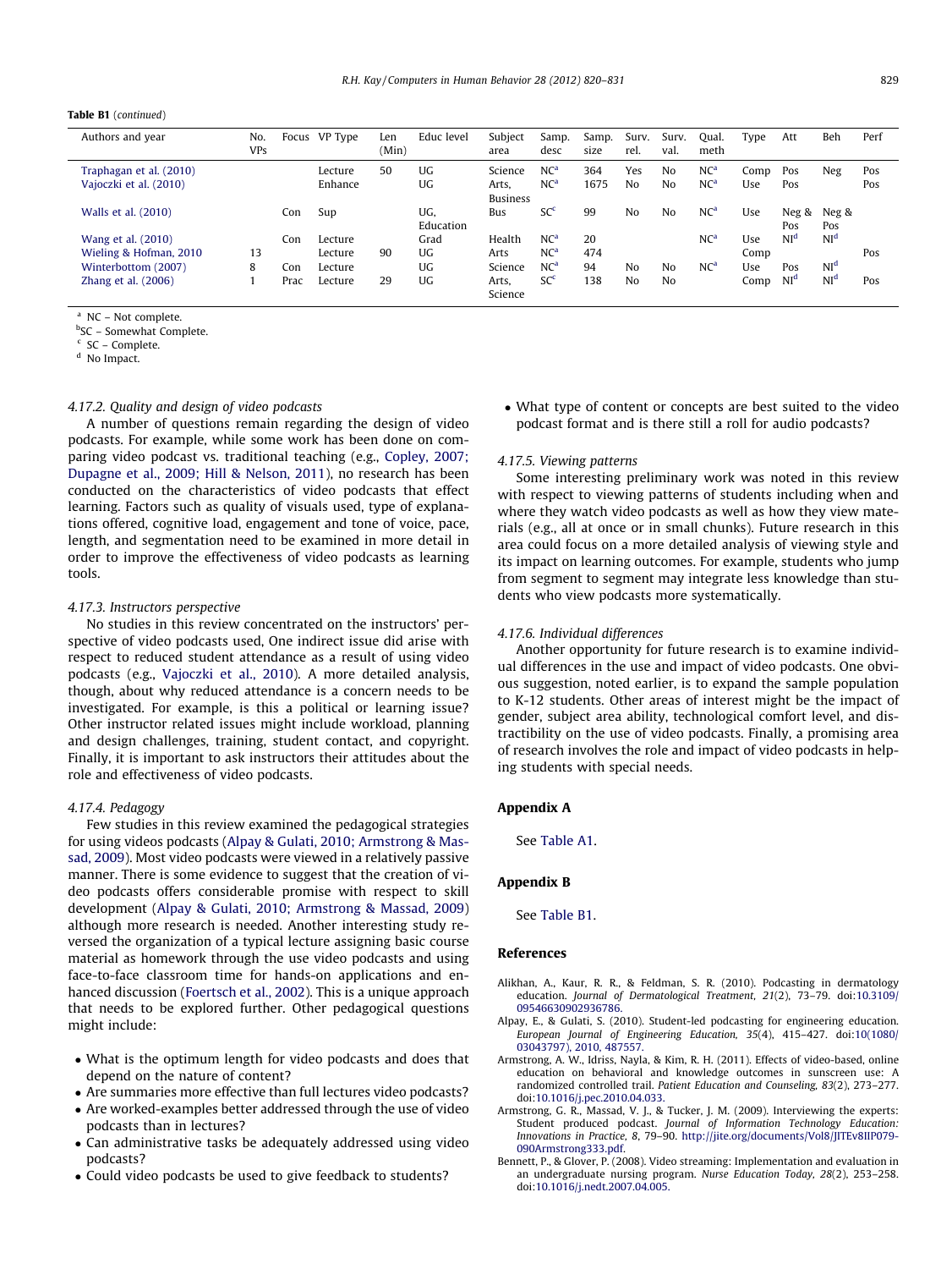**Table B1** (*continued*)

| Authors and year | No. VPs | Focus | VP Type | Len (Min) | Educ level | Subject area | Samp. desc | Samp. size | Surv. rel. | Surv. val. | Qual. meth | Type | Att | Beh | Perf |
|---|---|---|---|---|---|---|---|---|---|---|---|---|---|---|---|
| Traphagan et al. (2010) | | | Lecture | 50 | UG | Science | NC[a] | 364 | Yes | No | NC[a] | Comp | Pos | Neg | Pos |
| Vajoczki et al. (2010) | | | Enhance | | UG | Arts, Business | NC[a] | 1675 | No | No | NC[a] | Use | Pos | | Pos |
| Walls et al. (2010) | | Con | Sup | | UG, Education | Bus | SC[c] | 99 | No | No | NC[a] | Use | Neg & Pos | Neg & Pos | |
| Wang et al. (2010) | | Con | Lecture | | Grad | Health | NC[a] | 20 | | | NC[a] | Use | NI[d] | NI[d] | |
| Wieling & Hofman, 2010 | 13 | | Lecture | 90 | UG | Arts | NC[a] | 474 | | | | Comp | | | Pos |
| Winterbottom (2007) | 8 | Con | Lecture | | UG | Science | NC[a] | 94 | No | No | NC[a] | Use | Pos | NI[d] | |
| Zhang et al. (2006) | 1 | Prac | Lecture | 29 | UG | Arts, Science | SC[c] | 138 | No | No | | Comp | NI[d] | NI[d] | Pos |

[a] NC – Not complete.
[b]SC – Somewhat Complete.
[c] SC – Complete.
[d] No Impact.

#### 4.17.2. Quality and design of video podcasts

A number of questions remain regarding the design of video podcasts. For example, while some work has been done on comparing video podcast vs. traditional teaching (e.g., Copley, 2007; Dupagne et al., 2009; Hill & Nelson, 2011), no research has been conducted on the characteristics of video podcasts that effect learning. Factors such as quality of visuals used, type of explanations offered, cognitive load, engagement and tone of voice, pace, length, and segmentation need to be examined in more detail in order to improve the effectiveness of video podcasts as learning tools.

#### 4.17.3. Instructors perspective

No studies in this review concentrated on the instructors' perspective of video podcasts used, One indirect issue did arise with respect to reduced student attendance as a result of using video podcasts (e.g., Vajoczki et al., 2010). A more detailed analysis, though, about why reduced attendance is a concern needs to be investigated. For example, is this a political or learning issue? Other instructor related issues might include workload, planning and design challenges, training, student contact, and copyright. Finally, it is important to ask instructors their attitudes about the role and effectiveness of video podcasts.

#### 4.17.4. Pedagogy

Few studies in this review examined the pedagogical strategies for using videos podcasts (Alpay & Gulati, 2010; Armstrong & Massad, 2009). Most video podcasts were viewed in a relatively passive manner. There is some evidence to suggest that the creation of video podcasts offers considerable promise with respect to skill development (Alpay & Gulati, 2010; Armstrong & Massad, 2009) although more research is needed. Another interesting study reversed the organization of a typical lecture assigning basic course material as homework through the use video podcasts and using face-to-face classroom time for hands-on applications and enhanced discussion (Foertsch et al., 2002). This is a unique approach that needs to be explored further. Other pedagogical questions might include:

- What is the optimum length for video podcasts and does that depend on the nature of content?
- Are summaries more effective than full lectures video podcasts?
- Are worked-examples better addressed through the use of video podcasts than in lectures?
- Can administrative tasks be adequately addressed using video podcasts?
- Could video podcasts be used to give feedback to students?
- What type of content or concepts are best suited to the video podcast format and is there still a roll for audio podcasts?

#### 4.17.5. Viewing patterns

Some interesting preliminary work was noted in this review with respect to viewing patterns of students including when and where they watch video podcasts as well as how they view materials (e.g., all at once or in small chunks). Future research in this area could focus on a more detailed analysis of viewing style and its impact on learning outcomes. For example, students who jump from segment to segment may integrate less knowledge than students who view podcasts more systematically.

#### 4.17.6. Individual differences

Another opportunity for future research is to examine individual differences in the use and impact of video podcasts. One obvious suggestion, noted earlier, is to expand the sample population to K-12 students. Other areas of interest might be the impact of gender, subject area ability, technological comfort level, and distractibility on the use of video podcasts. Finally, a promising area of research involves the role and impact of video podcasts in helping students with special needs.

## Appendix A

See Table A1.

## Appendix B

See Table B1.

## References

Alikhan, A., Kaur, R. R., & Feldman, S. R. (2010). Podcasting in dermatology education. *Journal of Dermatological Treatment, 21*(2), 73–79. doi:10.3109/09546630902936786.

Alpay, E., & Gulati, S. (2010). Student-led podcasting for engineering education. *European Journal of Engineering Education, 35*(4), 415–427. doi:10(1080/03043797), 2010, 487557.

Armstrong, A. W., Idriss, Nayla, & Kim, R. H. (2011). Effects of video-based, online education on behavioral and knowledge outcomes in sunscreen use: A randomized controlled trail. *Patient Education and Counseling, 83*(2), 273–277. doi:10.1016/j.pec.2010.04.033.

Armstrong, G. R., Massad, V. J., & Tucker, J. M. (2009). Interviewing the experts: Student produced podcast. *Journal of Information Technology Education: Innovations in Practice, 8*, 79–90. http://jite.org/documents/Vol8/JITEv8IIP079-090Armstrong333.pdf.

Bennett, P., & Glover, P. (2008). Video streaming: Implementation and evaluation in an undergraduate nursing program. *Nurse Education Today, 28*(2), 253–258. doi:10.1016/j.nedt.2007.04.005.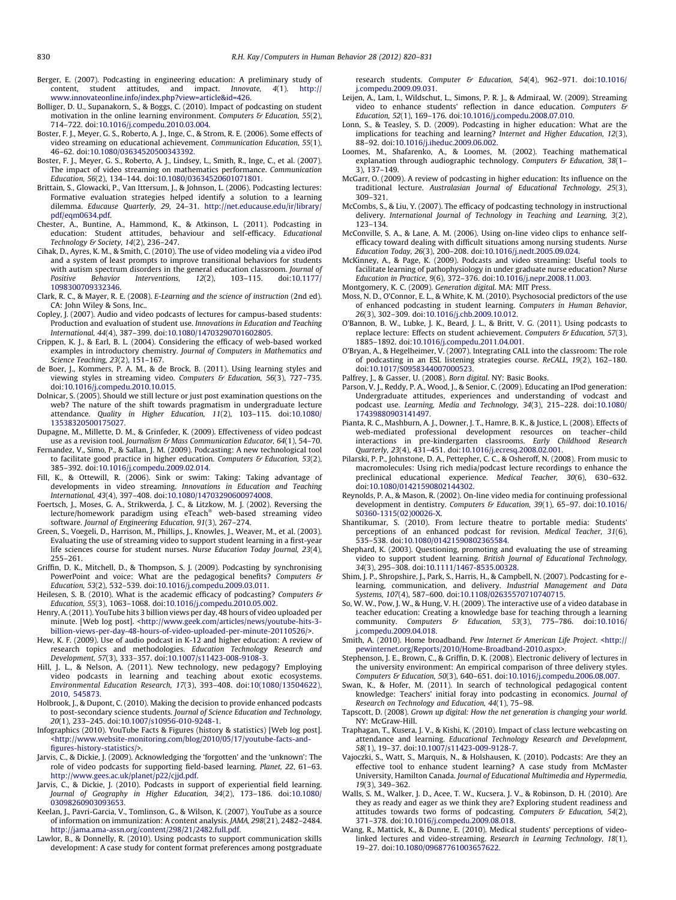Berger, E. (2007). Podcasting in engineering education: A preliminary study of content, student attitudes, and impact. *Innovate, 4*(1). http://www.innovateonline.info/index.php?view=article&id=426.

Bolliger, D. U., Supanakorn, S., & Boggs, C. (2010). Impact of podcasting on student motivation in the online learning environment. *Computers & Education, 55*(2), 714–722. doi:10.1016/j.compedu.2010.03.004.

Boster, F. J., Meyer, G. S., Roberto, A. J., Inge, C., & Strom, R. E. (2006). Some effects of video streaming on educational achievement. *Communication Education, 55*(1), 46–62. doi:10.1080/03634520500343392.

Boster, F. J., Meyer, G. S., Roberto, A. J., Lindsey, L., Smith, R., Inge, C., et al. (2007). The impact of video streaming on mathematics performance. *Communication Education, 56*(2), 134–144. doi:10.1080/03634520601071801.

Brittain, S., Glowacki, P., Van Ittersum, J., & Johnson, L. (2006). Podcasting lectures: Formative evaluation strategies helped identify a solution to a learning dilemma. *Educause Quarterly, 29*, 24–31. http://net.educause.edu/ir/library/pdf/eqm0634.pdf.

Chester, A., Buntine, A., Hammond, K., & Atkinson, L. (2011). Podcasting in education: Student attitudes, behaviour and self-efficacy. *Educational Technology & Society, 14*(2), 236–247.

Cihak, D., Ayres, K. M., & Smith, C. (2010). The use of video modeling via a video iPod and a system of least prompts to improve transitional behaviors for students with autism spectrum disorders in the general education classroom. *Journal of Positive Behavior Interventions, 12*(2), 103–115. doi:10.1177/1098300709332346.

Clark, R. C., & Mayer, R. E. (2008). *E-Learning and the science of instruction* (2nd ed). CA: John Wiley & Sons, Inc..

Copley, J. (2007). Audio and video podcasts of lectures for campus-based students: Production and evaluation of student use. *Innovations in Education and Teaching International, 44*(4), 387–399. doi:10.1080/14703290701602805.

Crippen, K. J., & Earl, B. L. (2004). Considering the efficacy of web-based worked examples in introductory chemistry. *Journal of Computers in Mathematics and Science Teaching, 23*(2), 151–167.

de Boer, J., Kommers, P. A. M., & de Brock, B. (2011). Using learning styles and viewing styles in streaming video. *Computers & Education, 56*(3), 727–735. doi:10.1016/j.compedu.2010.10.015.

Dolnicar, S. (2005). Should we still lecture or just post examination questions on the web? The nature of the shift towards pragmatism in undergraduate lecture attendance. *Quality in Higher Education, 11*(2), 103–115. doi:10.1080/13538320500175027.

Dupagne, M., Millette, D. M., & Grinfeder, K. (2009). Effectiveness of video podcast use as a revision tool. *Journalism & Mass Communication Educator, 64*(1), 54–70.

Fernandez, V., Simo, P., & Sallan, J. M. (2009). Podcasting: A new technological tool to facilitate good practice in higher education. *Computers & Education, 53*(2), 385–392. doi:10.1016/j.compedu.2009.02.014.

Fill, K., & Ottewill, R. (2006). Sink or swim: Taking: Taking advantage of developments in video streaming. *Innovations in Education and Teaching International, 43*(4), 397–408. doi:10.1080/14703290600974008.

Foertsch, J., Moses, G. A., Strikwerda, J. C., & Litzkow, M. J. (2002). Reversing the lecture/homework paradigm using eTeach® web-based streaming video software. *Journal of Engineering Education, 91*(3), 267–274.

Green, S., Voegeli, D., Harrison, M., Phillips, J., Knowles, J., Weaver, M., et al. (2003). Evaluating the use of streaming video to support student learning in a first-year life sciences course for student nurses. *Nurse Education Today Journal, 23*(4), 255–261.

Griffin, D. K., Mitchell, D., & Thompson, S. J. (2009). Podcasting by synchronising PowerPoint and voice: What are the pedagogical benefits? *Computers & Education, 53*(2), 532–539. doi:10.1016/j.compedu.2009.03.011.

Heilesen, S. B. (2010). What is the academic efficacy of podcasting? *Computers & Education, 55*(3), 1063–1068. doi:10.1016/j.compedu.2010.05.002.

Henry, A. (2011). YouTube hits 3 billion views per day, 48 hours of video uploaded per minute. [Web log post]. <http://www.geek.com/articles/news/youtube-hits-3-billion-views-per-day-48-hours-of-video-uploaded-per-minute-20110526/>.

Hew, K. F. (2009). Use of audio podcast in K-12 and higher education: A review of research topics and methodologies. *Education Technology Research and Development, 57*(3), 333–357. doi:10.1007/s11423-008-9108-3.

Hill, J. L., & Nelson, A. (2011). New technology, new pedagogy? Employing video podcasts in learning and teaching about exotic ecosystems. *Environmental Education Research, 17*(3), 393–408. doi:10(1080/13504622), 2010, 545873.

Holbrook, J., & Dupont, C. (2010). Making the decision to provide enhanced podcasts to post-secondary science students. *Journal of Science Education and Technology, 20*(1), 233–245. doi:10.1007/s10956-010-9248-1.

Infographics (2010). YouTube Facts & Figures (history & statistics) [Web log post]. <http://www.website-monitoring.com/blog/2010/05/17/youtube-facts-and-figures-history-statistics/>.

Jarvis, C., & Dickie, J. (2009). Acknowledging the 'forgotten' and the 'unknown': The role of video podcasts for supporting field-based learning. *Planet, 22*, 61–63. http://www.gees.ac.uk/planet/p22/cjjd.pdf.

Jarvis, C., & Dickie, J. (2010). Podcasts in support of experiential field learning. *Journal of Geography in Higher Education, 34*(2), 173–186. doi:10.1080/03098260903093653.

Keelan, J., Pavri-Garcia, V., Tomlinson, G., & Wilson, K. (2007). YouTube as a source of information on immunization: A content analysis. *JAMA, 298*(21), 2482–2484. http://jama.ama-assn.org/content/298/21/2482.full.pdf.

Lawlor, B., & Donnelly, R. (2010). Using podcasts to support communication skills development: A case study for content format preferences among postgraduate research students. *Computer & Education, 54*(4), 962–971. doi:10.1016/j.compedu.2009.09.031.

Leijen, A., Lam, I., Wildschut, L., Simons, P. R. J., & Admiraal, W. (2009). Streaming video to enhance students' reflection in dance education. *Computers & Education, 52*(1), 169–176. doi:10.1016/j.compedu.2008.07.010.

Lonn, S., & Teasley, S. D. (2009). Podcasting in higher education: What are the implications for teaching and learning? *Internet and Higher Education, 12*(3), 88–92. doi:10.1016/j.iheduc.2009.06.002.

Loomes, M., Shafarenko, A., & Loomes, M. (2002). Teaching mathematical explanation through audiographic technology. *Computers & Education, 38*(1–3), 137–149.

McGarr, O. (2009). A review of podcasting in higher education: Its influence on the traditional lecture. *Australasian Journal of Educational Technology, 25*(3), 309–321.

McCombs, S., & Liu, Y. (2007). The efficacy of podcasting technology in instructional delivery. *International Journal of Technology in Teaching and Learning, 3*(2), 123–134.

McConville, S. A., & Lane, A. M. (2006). Using on-line video clips to enhance self-efficacy toward dealing with difficult situations among nursing students. *Nurse Education Today, 26*(3), 200–208. doi:10.1016/j.nedt.2005.09.024.

McKinney, A., & Page, K. (2009). Podcasts and video streaming: Useful tools to facilitate learning of pathophysiology in under graduate nurse education? *Nurse Education in Practice, 9*(6), 372–376. doi:10.1016/j.nepr.2008.11.003.

Montgomery, K. C. (2009). *Generation digital*. MA: MIT Press.

Moss, N. D., O'Connor, E. L., & White, K. M. (2010). Psychosocial predictors of the use of enhanced podcasting in student learning. *Computers in Human Behavior, 26*(3), 302–309. doi:10.1016/j.chb.2009.10.012.

O'Bannon, B. W., Lubke, J. K., Beard, J. L., & Britt, V. G. (2011). Using podcasts to replace lecture: Effects on student achievement. *Computers & Education, 57*(3), 1885–1892. doi:10.1016/j.compedu.2011.04.001.

O'Bryan, A., & Hegelheimer, V. (2007). Integrating CALL into the classroom: The role of podcasting in an ESL listening strategies course. *ReCALL, 19*(2), 162–180. doi:10.1017/S0958344007000523.

Palfrey, J., & Gasser, U. (2008). *Born digital*. NY: Basic Books.

Parson, V. J., Reddy, P. A., Wood, J., & Senior, C. (2009). Educating an IPod generation: Undergraduate attitudes, experiences and understanding of vodcast and podcast use. *Learning, Media and Technology, 34*(3), 215–228. doi:10.1080/17439880903141497.

Pianta, R. C., Mashburn, A. J., Downer, J. T., Hamre, B. K., & Justice, L. (2008). Effects of web-mediated professional development resources on teacher–child interactions in pre-kindergarten classrooms. *Early Childhood Research Quarterly, 23*(4), 431–451. doi:10.1016/j.ecresq.2008.02.001.

Pilarski, P. P., Johnstone, D. A., Pettepher, C. C., & Osheroff, N. (2008). From music to macromolecules: Using rich media/podcast lecture recordings to enhance the preclinical educational experience. *Medical Teacher, 30*(6), 630–632. doi:10.1080/01421590802144302.

Reynolds, P. A., & Mason, R. (2002). On-line video media for continuing professional development in dentistry. *Computers & Education, 39*(1), 65–97. doi:10.1016/S0360-1315(02)00026-X.

Shantikumar, S. (2010). From lecture theatre to portable media: Students' perceptions of an enhanced podcast for revision. *Medical Teacher, 31*(6), 535–538. doi:10.1080/01421590802365584.

Shephard, K. (2003). Questioning, promoting and evaluating the use of streaming video to support student learning. *British Journal of Educational Technology, 34*(3), 295–308. doi:10.1111/1467-8535.00328.

Shim, J. P., Shropshire, J., Park, S., Harris, H., & Campbell, N. (2007). Podcasting for e-learning, communication, and delivery. *Industrial Management and Data Systems, 107*(4), 587–600. doi:10.1108/02635570710740715.

So, W. W., Pow, J. W., & Hung, V. H. (2009). The interactive use of a video database in teacher education: Creating a knowledge base for teaching through a learning community. *Computers & Education, 53*(3), 775–786. doi:10.1016/j.compedu.2009.04.018.

Smith, A. (2010). Home broadband. *Pew Internet & American Life Project*. <http://pewinternet.org/Reports/2010/Home-Broadband-2010.aspx>.

Stephenson, J. E., Brown, C., & Griffin, D. K. (2008). Electronic delivery of lectures in the university environment: An empirical comparison of three delivery styles. *Computers & Education, 50*(3), 640–651. doi:10.1016/j.compedu.2006.08.007.

Swan, K., & Hofer, M. (2011). In search of technological pedagogical content knowledge: Teachers' initial foray into podcasting in economics. *Journal of Research on Technology and Education, 44*(1), 75–98.

Tapscott, D. (2008). *Grown up digital: How the net generation is changing your world*. NY: McGraw-Hill.

Traphagan, T., Kusera, J. V., & Kishi, K. (2010). Impact of class lecture webcasting on attendance and learning. *Educational Technology Research and Development, 58*(1), 19–37. doi:10.1007/s11423-009-9128-7.

Vajoczki, S., Watt, S., Marquis, N., & Holshausen, K. (2010). Podcasts: Are they an effective tool to enhance student learning? A case study from McMaster University, Hamilton Canada. *Journal of Educational Multimedia and Hypermedia, 19*(3), 349–362.

Walls, S. M., Walker, J. D., Acee, T. W., Kucsera, J. V., & Robinson, D. H. (2010). Are they as ready and eager as we think they are? Exploring student readiness and attitudes towards two forms of podcasting. *Computers & Education, 54*(2), 371–378. doi:10.1016/j.compedu.2009.08.018.

Wang, R., Mattick, K., & Dunne, E. (2010). Medical students' perceptions of video-linked lectures and video-streaming. *Research in Learning Technology, 18*(1), 19–27. doi:10.1080/09687761003657622.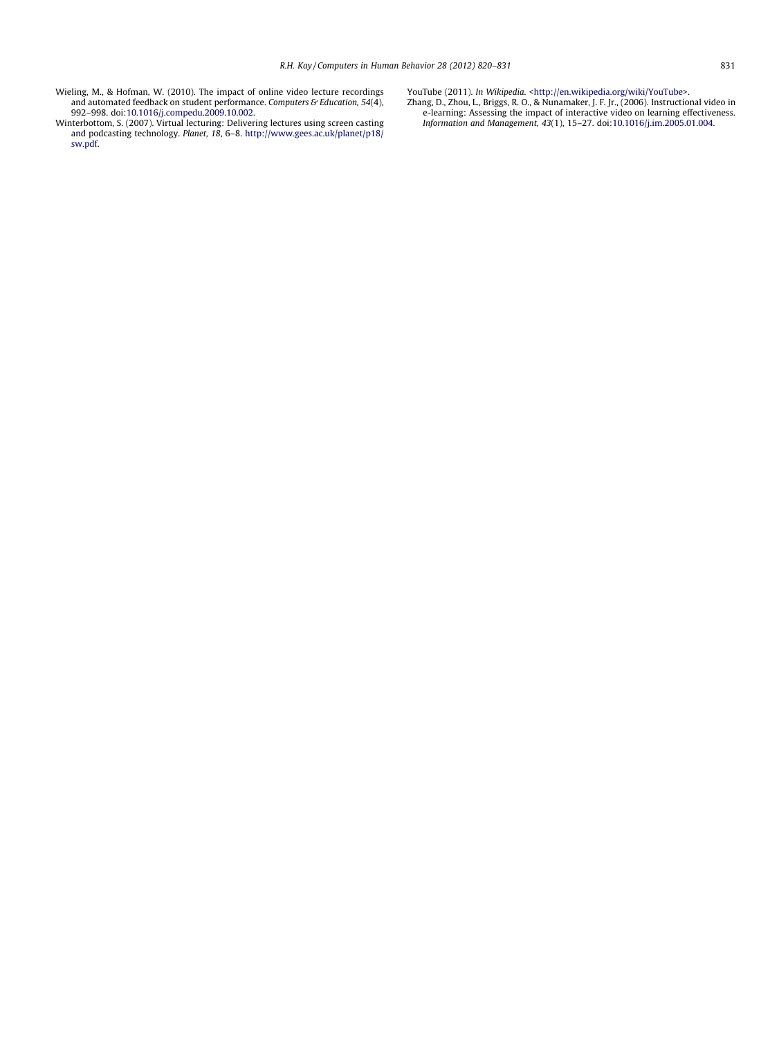Wieling, M., & Hofman, W. (2010). The impact of online video lecture recordings and automated feedback on student performance. *Computers & Education, 54*(4), 992–998. doi:10.1016/j.compedu.2009.10.002.

Winterbottom, S. (2007). Virtual lecturing: Delivering lectures using screen casting and podcasting technology. *Planet, 18*, 6–8. http://www.gees.ac.uk/planet/p18/sw.pdf.

YouTube (2011). *In Wikipedia*. <http://en.wikipedia.org/wiki/YouTube>.

Zhang, D., Zhou, L., Briggs, R. O., & Nunamaker, J. F. Jr., (2006). Instructional video in e-learning: Assessing the impact of interactive video on learning effectiveness. *Information and Management, 43*(1), 15–27. doi:10.1016/j.im.2005.01.004.